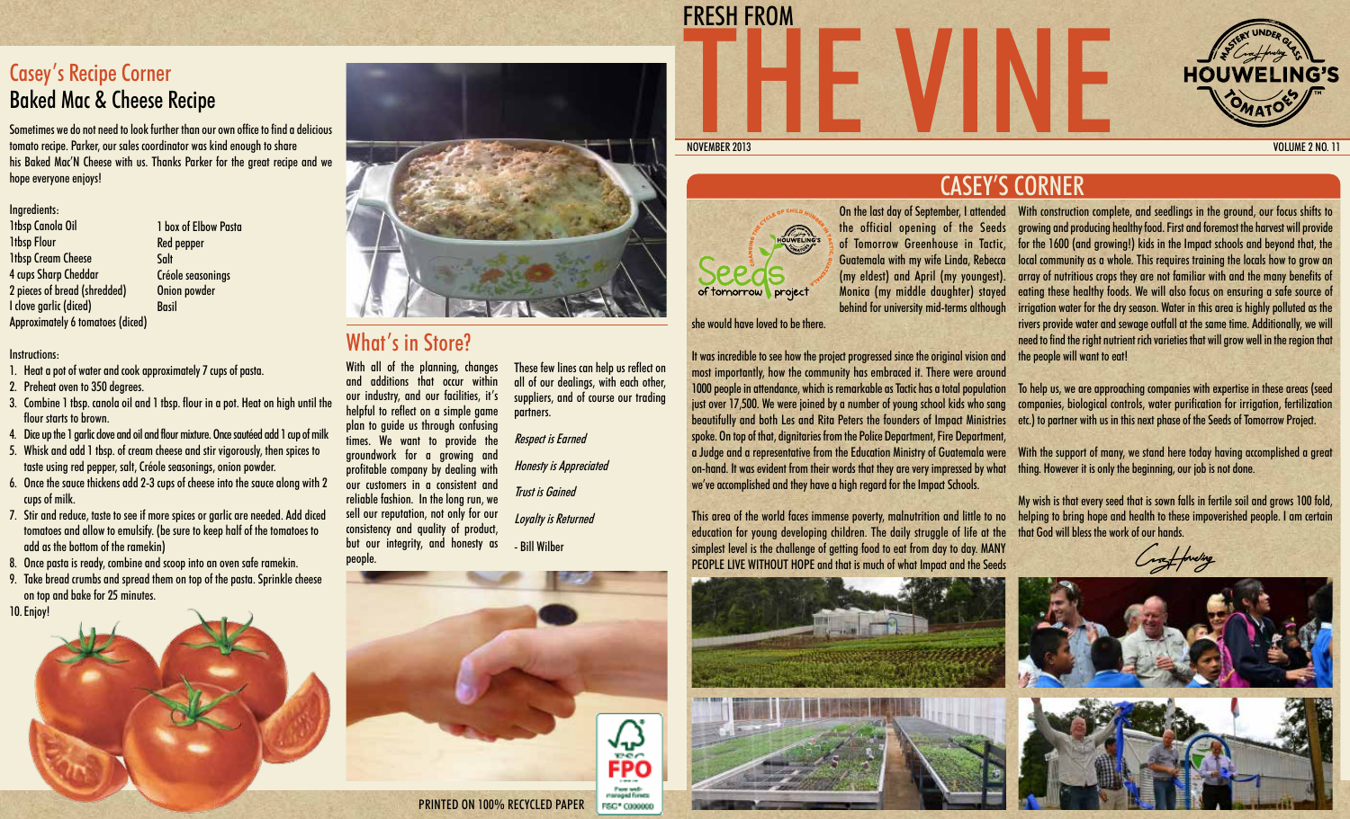# FRESH FROM THE VINE

NOVEMBER 2013 — VOLUME 2 NO. 11

## Casey's Recipe Corner

### Baked Mac & Cheese Recipe

Sometimes we do not need to look further than our own office to find a delicious tomato recipe. Parker, our sales coordinator was kind enough to share his Baked Mac'N Cheese with us. Thanks Parker for the great recipe and we hope everyone enjoys!

Ingredients:

- 1tbsp Canola Oil
- 1tbsp Flour
- 1tbsp Cream Cheese
- 4 cups Sharp Cheddar
- 2 pieces of bread (shredded)
- I clove garlic (diced)
- Approximately 6 tomatoes (diced)
- 1 box of Elbow Pasta
- Red pepper
- Salt
- Créole seasonings
- Onion powder
- Basil

Instructions:

1. Heat a pot of water and cook approximately 7 cups of pasta.
2. Preheat oven to 350 degrees.
3. Combine 1 tbsp. canola oil and 1 tbsp. flour in a pot. Heat on high until the flour starts to brown.
4. Dice up the 1 garlic clove and oil and flour mixture. Once sautéed add 1 cup of milk
5. Whisk and add 1 tbsp. of cream cheese and stir vigorously, then spices to taste using red pepper, salt, Créole seasonings, onion powder.
6. Once the sauce thickens add 2-3 cups of cheese into the sauce along with 2 cups of milk.
7. Stir and reduce, taste to see if more spices or garlic are needed. Add diced tomatoes and allow to emulsify. (be sure to keep half of the tomatoes to add as the bottom of the ramekin)
8. Once pasta is ready, combine and scoop into an oven safe ramekin.
9. Take bread crumbs and spread them on top of the pasta. Sprinkle cheese on top and bake for 25 minutes.
10. Enjoy!

## What's in Store?

With all of the planning, changes and additions that occur within our industry, and our facilities, it's helpful to reflect on a simple game plan to guide us through confusing times. We want to provide the groundwork for a growing and profitable company by dealing with our customers in a consistent and reliable fashion. In the long run, we sell our reputation, not only for our consistency and quality of product, but our integrity, and honesty as people.

These few lines can help us reflect on all of our dealings, with each other, suppliers, and of course our trading partners.

*Respect is Earned*

*Honesty is Appreciated*

*Trust is Gained*

*Loyalty is Returned*

- Bill Wilber

PRINTED ON 100% RECYCLED PAPER

## CASEY'S CORNER

On the last day of September, I attended the official opening of the Seeds of Tomorrow Greenhouse in Tactic, Guatemala with my wife Linda, Rebecca (my eldest) and April (my youngest). Monica (my middle daughter) stayed behind for university mid-terms although she would have loved to be there.

It was incredible to see how the project progressed since the original vision and most importantly, how the community has embraced it. There were around 1000 people in attendance, which is remarkable as Tactic has a total population just over 17,500. We were joined by a number of young school kids who sang beautifully and both Les and Rita Peters the founders of Impact Ministries spoke. On top of that, dignitaries from the Police Department, Fire Department, a Judge and a representative from the Education Ministry of Guatemala were on-hand. It was evident from their words that they are very impressed by what we've accomplished and they have a high regard for the Impact Schools.

This area of the world faces immense poverty, malnutrition and little to no education for young developing children. The daily struggle of life at the simplest level is the challenge of getting food to eat from day to day. MANY PEOPLE LIVE WITHOUT HOPE and that is much of what Impact and the Seeds

With construction complete, and seedlings in the ground, our focus shifts to growing and producing healthy food. First and foremost the harvest will provide for the 1600 (and growing!) kids in the Impact schools and beyond that, the local community as a whole. This requires training the locals how to grow an array of nutritious crops they are not familiar with and the many benefits of eating these healthy foods. We will also focus on ensuring a safe source of irrigation water for the dry season. Water in this area is highly polluted as the rivers provide water and sewage outfall at the same time. Additionally, we will need to find the right nutrient rich varieties that will grow well in the region that the people will want to eat!

To help us, we are approaching companies with expertise in these areas (seed companies, biological controls, water purification for irrigation, fertilization etc.) to partner with us in this next phase of the Seeds of Tomorrow Project.

With the support of many, we stand here today having accomplished a great thing. However it is only the beginning, our job is not done.

My wish is that every seed that is sown falls in fertile soil and grows 100 fold, helping to bring hope and health to these impoverished people. I am certain that God will bless the work of our hands.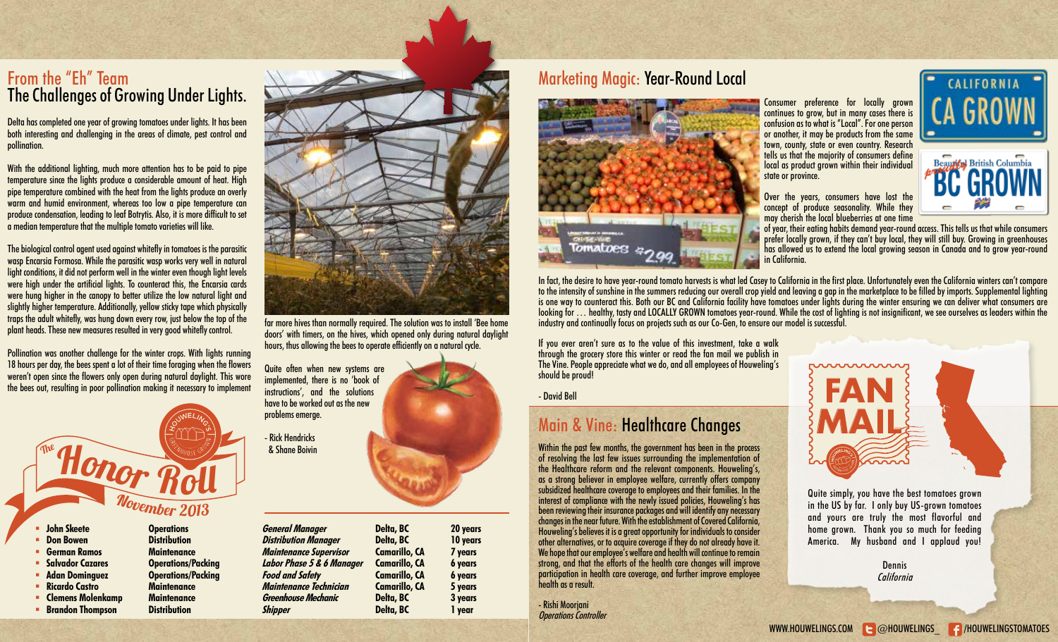## From the "Eh" Team
# The Challenges of Growing Under Lights.

Delta has completed one year of growing tomatoes under lights. It has been both interesting and challenging in the areas of climate, pest control and pollination.

With the additional lighting, much more attention has to be paid to pipe temperature since the lights produce a considerable amount of heat. High pipe temperature combined with the heat from the lights produce an overly warm and humid environment, whereas too low a pipe temperature can produce condensation, leading to leaf Botrytis. Also, it is more difficult to set a median temperature that the multiple tomato varieties will like.

The biological control agent used against whitefly in tomatoes is the parasitic wasp Encarsia Formosa. While the parasitic wasp works very well in natural light conditions, it did not perform well in the winter even though light levels were high under the artificial lights. To counteract this, the Encarsia cards were hung higher in the canopy to better utilize the low natural light and slightly higher temperature. Additionally, yellow sticky tape which physically traps the adult whitefly, was hung down every row, just below the top of the plant heads. These new measures resulted in very good whitefly control.

Pollination was another challenge for the winter crops. With lights running 18 hours per day, the bees spent a lot of their time foraging when the flowers weren't open since the flowers only open during natural daylight. This wore the bees out, resulting in poor pollination making it necessary to implement far more hives than normally required. The solution was to install 'Bee home doors' with timers, on the hives, which opened only during natural daylight hours, thus allowing the bees to operate efficiently on a natural cycle.

Quite often when new systems are implemented, there is no 'book of instructions', and the solutions have to be worked out as the new problems emerge.

- Rick Hendricks
& Shane Boivin

## The Honor Roll
### November 2013

| | | | | |
|---|---|---|---|---|
| **John Skeete** | **Operations** | ***General Manager*** | **Delta, BC** | **20 years** |
| **Don Bowen** | **Distribution** | ***Distribution Manager*** | **Delta, BC** | **10 years** |
| **German Ramos** | **Maintenance** | ***Maintenance Supervisor*** | **Camarillo, CA** | **7 years** |
| **Salvador Cazares** | **Operations/Packing** | ***Labor Phase 5 & 6 Manager*** | **Camarillo, CA** | **6 years** |
| **Adan Dominguez** | **Operations/Packing** | ***Food and Safety*** | **Camarillo, CA** | **6 years** |
| **Ricardo Castro** | **Maintenance** | ***Maintenance Technician*** | **Camarillo, CA** | **5 years** |
| **Clemens Molenkamp** | **Maintenance** | ***Greenhouse Mechanic*** | **Delta, BC** | **3 years** |
| **Brandon Thompson** | **Distribution** | ***Shipper*** | **Delta, BC** | **1 year** |

## Marketing Magic: Year-Round Local

Consumer preference for locally grown continues to grow, but in many cases there is confusion as to what is "Local". For one person or another, it may be products from the same town, county, state or even country. Research tells us that the majority of consumers define local as product grown within their individual state or province.

Over the years, consumers have lost the concept of produce seasonality. While they may cherish the local blueberries at one time of year, their eating habits demand year-round access. This tells us that while consumers prefer locally grown, if they can't buy local, they will still buy. Growing in greenhouses has allowed us to extend the local growing season in Canada and to grow year-round in California.

In fact, the desire to have year-round tomato harvests is what led Casey to California in the first place. Unfortunately even the California winters can't compare to the intensity of sunshine in the summers reducing our overall crop yield and leaving a gap in the marketplace to be filled by imports. Supplemental lighting is one way to counteract this. Both our BC and California facility have tomatoes under lights during the winter ensuring we can deliver what consumers are looking for … healthy, tasty and LOCALLY GROWN tomatoes year-round. While the cost of lighting is not insignificant, we see ourselves as leaders within the industry and continually focus on projects such as our Co-Gen, to ensure our model is successful.

If you ever aren't sure as to the value of this investment, take a walk through the grocery store this winter or read the fan mail we publish in The Vine. People appreciate what we do, and all employees of Houweling's should be proud!

- David Bell

CALIFORNIA
CA GROWN

Beautiful British Columbia
proudly BC GROWN

## Main & Vine: Healthcare Changes

Within the past few months, the government has been in the process of resolving the last few issues surrounding the implementation of the Healthcare reform and the relevant components. Houweling's, as a strong believer in employee welfare, currently offers company subsidized healthcare coverage to employees and their families. In the interest of compliance with the newly issued policies, Houweling's has been reviewing their insurance packages and will identify any necessary changes in the near future. With the establishment of Covered California, Houweling's believes it is a great opportunity for individuals to consider other alternatives, or to acquire coverage if they do not already have it. We hope that our employee's welfare and health will continue to remain strong, and that the efforts of the health care changes will improve participation in health care coverage, and further improve employee health as a result.

- Rishi Moorjani
*Operations Controller*

## FAN MAIL

Quite simply, you have the best tomatoes grown in the US by far. I only buy US-grown tomatoes and yours are truly the most flavorful and home grown. Thank you so much for feeding America. My husband and I applaud you!

Dennis
*California*

WWW.HOUWELINGS.COM @HOUWELINGS_ /HOUWELINGSTOMATOES